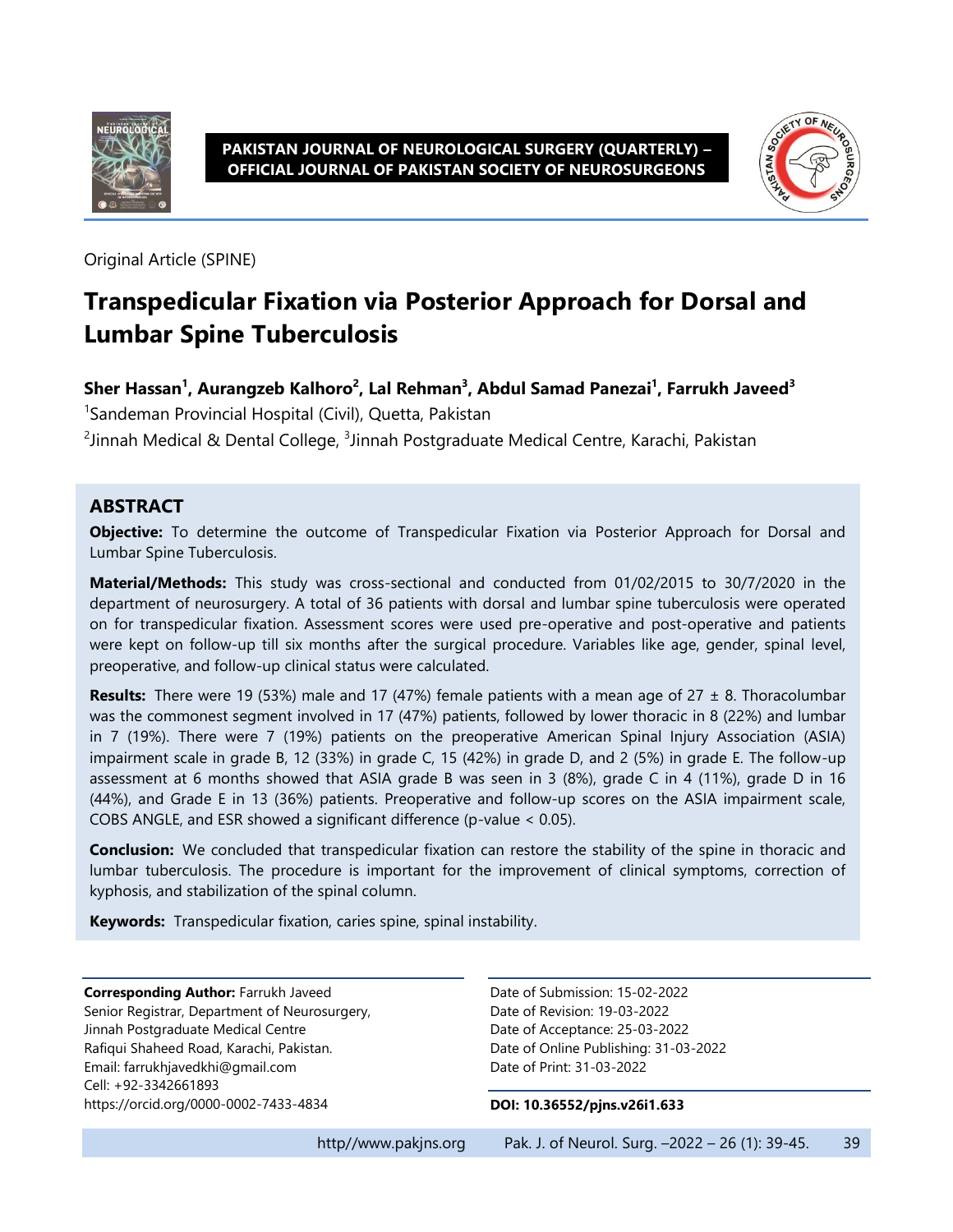Original Article (SPINE)

# Transpedicular Fixation via Posterior Approach for Dorsal and Lumbar Spine Tuberculosis

**Sher Hassan[1], Aurangzeb Kalhoro[2], Lal Rehman[3], Abdul Samad Panezai[1], Farrukh Javeed[3]**

[1]Sandeman Provincial Hospital (Civil), Quetta, Pakistan

[2]Jinnah Medical & Dental College, [3]Jinnah Postgraduate Medical Centre, Karachi, Pakistan

## ABSTRACT

**Objective:** To determine the outcome of Transpedicular Fixation via Posterior Approach for Dorsal and Lumbar Spine Tuberculosis.

**Material/Methods:** This study was cross-sectional and conducted from 01/02/2015 to 30/7/2020 in the department of neurosurgery. A total of 36 patients with dorsal and lumbar spine tuberculosis were operated on for transpedicular fixation. Assessment scores were used pre-operative and post-operative and patients were kept on follow-up till six months after the surgical procedure. Variables like age, gender, spinal level, preoperative, and follow-up clinical status were calculated.

**Results:** There were 19 (53%) male and 17 (47%) female patients with a mean age of 27 ± 8. Thoracolumbar was the commonest segment involved in 17 (47%) patients, followed by lower thoracic in 8 (22%) and lumbar in 7 (19%). There were 7 (19%) patients on the preoperative American Spinal Injury Association (ASIA) impairment scale in grade B, 12 (33%) in grade C, 15 (42%) in grade D, and 2 (5%) in grade E. The follow-up assessment at 6 months showed that ASIA grade B was seen in 3 (8%), grade C in 4 (11%), grade D in 16 (44%), and Grade E in 13 (36%) patients. Preoperative and follow-up scores on the ASIA impairment scale, COBS ANGLE, and ESR showed a significant difference (p-value < 0.05).

**Conclusion:** We concluded that transpedicular fixation can restore the stability of the spine in thoracic and lumbar tuberculosis. The procedure is important for the improvement of clinical symptoms, correction of kyphosis, and stabilization of the spinal column.

**Keywords:** Transpedicular fixation, caries spine, spinal instability.

**Corresponding Author:** Farrukh Javeed
Senior Registrar, Department of Neurosurgery,
Jinnah Postgraduate Medical Centre
Rafiqui Shaheed Road, Karachi, Pakistan.
Email: farrukhjavedkhi@gmail.com
Cell: +92-3342661893
https://orcid.org/0000-0002-7433-4834

Date of Submission: 15-02-2022
Date of Revision: 19-03-2022
Date of Acceptance: 25-03-2022
Date of Online Publishing: 31-03-2022
Date of Print: 31-03-2022

**DOI: 10.36552/pjns.v26i1.633**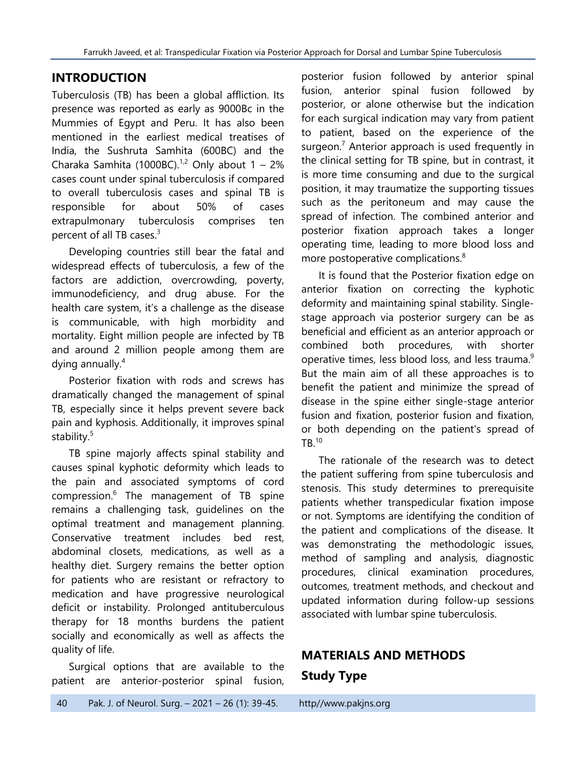## INTRODUCTION

Tuberculosis (TB) has been a global affliction. Its presence was reported as early as 9000Bc in the Mummies of Egypt and Peru. It has also been mentioned in the earliest medical treatises of India, the Sushruta Samhita (600BC) and the Charaka Samhita (1000BC).[1,2] Only about 1 – 2% cases count under spinal tuberculosis if compared to overall tuberculosis cases and spinal TB is responsible for about 50% of cases extrapulmonary tuberculosis comprises ten percent of all TB cases.[3]

Developing countries still bear the fatal and widespread effects of tuberculosis, a few of the factors are addiction, overcrowding, poverty, immunodeficiency, and drug abuse. For the health care system, it's a challenge as the disease is communicable, with high morbidity and mortality. Eight million people are infected by TB and around 2 million people among them are dying annually.[4]

Posterior fixation with rods and screws has dramatically changed the management of spinal TB, especially since it helps prevent severe back pain and kyphosis. Additionally, it improves spinal stability.[5]

TB spine majorly affects spinal stability and causes spinal kyphotic deformity which leads to the pain and associated symptoms of cord compression.[6] The management of TB spine remains a challenging task, guidelines on the optimal treatment and management planning. Conservative treatment includes bed rest, abdominal closets, medications, as well as a healthy diet. Surgery remains the better option for patients who are resistant or refractory to medication and have progressive neurological deficit or instability. Prolonged antituberculous therapy for 18 months burdens the patient socially and economically as well as affects the quality of life.

Surgical options that are available to the patient are anterior-posterior spinal fusion, posterior fusion followed by anterior spinal fusion, anterior spinal fusion followed by posterior, or alone otherwise but the indication for each surgical indication may vary from patient to patient, based on the experience of the surgeon.[7] Anterior approach is used frequently in the clinical setting for TB spine, but in contrast, it is more time consuming and due to the surgical position, it may traumatize the supporting tissues such as the peritoneum and may cause the spread of infection. The combined anterior and posterior fixation approach takes a longer operating time, leading to more blood loss and more postoperative complications.[8]

It is found that the Posterior fixation edge on anterior fixation on correcting the kyphotic deformity and maintaining spinal stability. Single-stage approach via posterior surgery can be as beneficial and efficient as an anterior approach or combined both procedures, with shorter operative times, less blood loss, and less trauma.[9] But the main aim of all these approaches is to benefit the patient and minimize the spread of disease in the spine either single-stage anterior fusion and fixation, posterior fusion and fixation, or both depending on the patient's spread of TB.[10]

The rationale of the research was to detect the patient suffering from spine tuberculosis and stenosis. This study determines to prerequisite patients whether transpedicular fixation impose or not. Symptoms are identifying the condition of the patient and complications of the disease. It was demonstrating the methodologic issues, method of sampling and analysis, diagnostic procedures, clinical examination procedures, outcomes, treatment methods, and checkout and updated information during follow-up sessions associated with lumbar spine tuberculosis.

## MATERIALS AND METHODS

### Study Type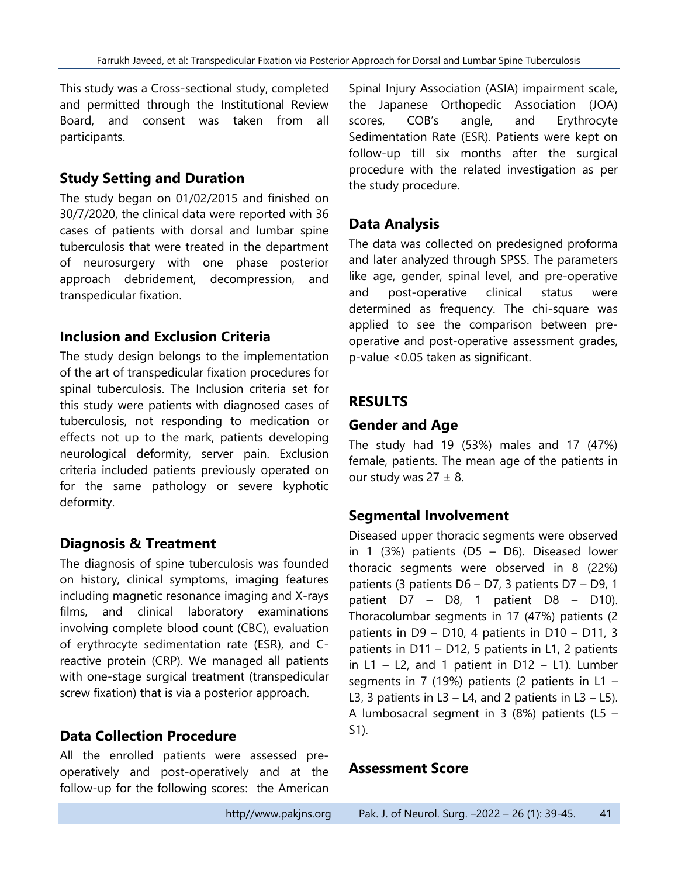This study was a Cross-sectional study, completed and permitted through the Institutional Review Board, and consent was taken from all participants.

## Study Setting and Duration

The study began on 01/02/2015 and finished on 30/7/2020, the clinical data were reported with 36 cases of patients with dorsal and lumbar spine tuberculosis that were treated in the department of neurosurgery with one phase posterior approach debridement, decompression, and transpedicular fixation.

## Inclusion and Exclusion Criteria

The study design belongs to the implementation of the art of transpedicular fixation procedures for spinal tuberculosis. The Inclusion criteria set for this study were patients with diagnosed cases of tuberculosis, not responding to medication or effects not up to the mark, patients developing neurological deformity, server pain. Exclusion criteria included patients previously operated on for the same pathology or severe kyphotic deformity.

## Diagnosis & Treatment

The diagnosis of spine tuberculosis was founded on history, clinical symptoms, imaging features including magnetic resonance imaging and X-rays films, and clinical laboratory examinations involving complete blood count (CBC), evaluation of erythrocyte sedimentation rate (ESR), and C-reactive protein (CRP). We managed all patients with one-stage surgical treatment (transpedicular screw fixation) that is via a posterior approach.

## Data Collection Procedure

All the enrolled patients were assessed pre-operatively and post-operatively and at the follow-up for the following scores: the American Spinal Injury Association (ASIA) impairment scale, the Japanese Orthopedic Association (JOA) scores, COB's angle, and Erythrocyte Sedimentation Rate (ESR). Patients were kept on follow-up till six months after the surgical procedure with the related investigation as per the study procedure.

## Data Analysis

The data was collected on predesigned proforma and later analyzed through SPSS. The parameters like age, gender, spinal level, and pre-operative and post-operative clinical status were determined as frequency. The chi-square was applied to see the comparison between pre-operative and post-operative assessment grades, p-value <0.05 taken as significant.

# RESULTS

## Gender and Age

The study had 19 (53%) males and 17 (47%) female, patients. The mean age of the patients in our study was 27 ± 8.

## Segmental Involvement

Diseased upper thoracic segments were observed in 1 (3%) patients (D5 – D6). Diseased lower thoracic segments were observed in 8 (22%) patients (3 patients D6 – D7, 3 patients D7 – D9, 1 patient D7 – D8, 1 patient D8 – D10). Thoracolumbar segments in 17 (47%) patients (2 patients in D9 – D10, 4 patients in D10 – D11, 3 patients in D11 – D12, 5 patients in L1, 2 patients in L1 – L2, and 1 patient in D12 – L1). Lumber segments in 7 (19%) patients (2 patients in L1 – L3, 3 patients in L3 – L4, and 2 patients in L3 – L5). A lumbosacral segment in 3 (8%) patients (L5 – S1).

## Assessment Score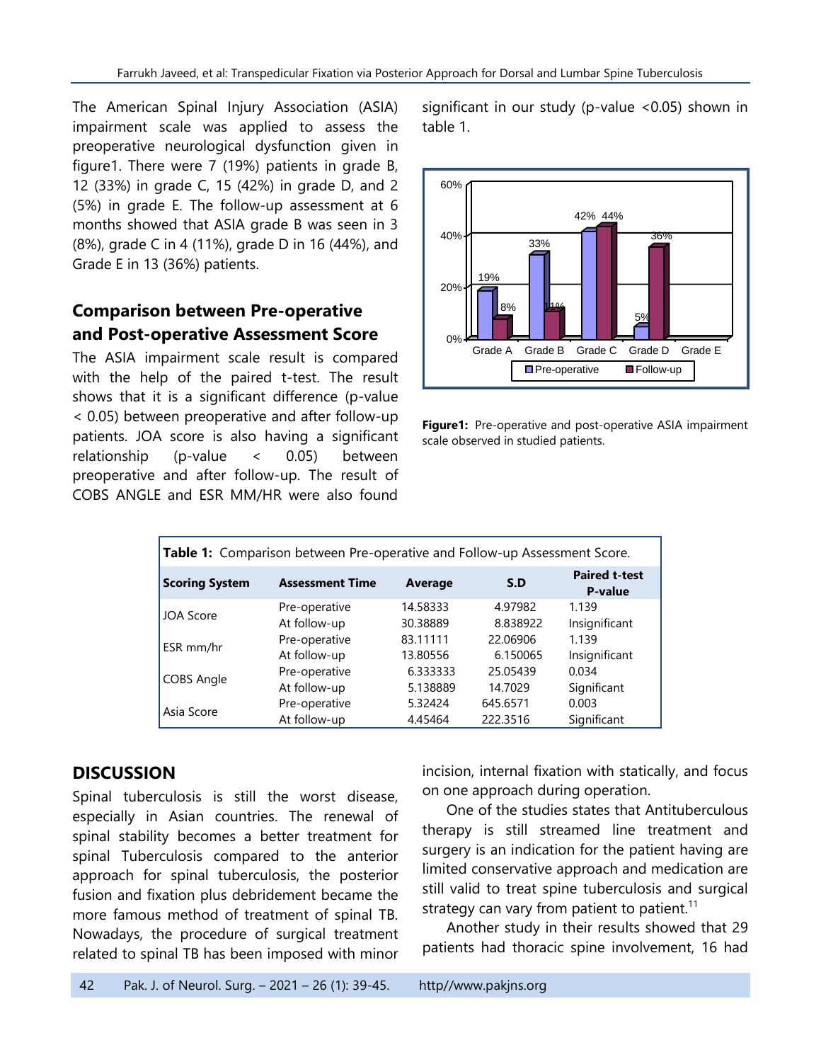The American Spinal Injury Association (ASIA) impairment scale was applied to assess the preoperative neurological dysfunction given in figure1. There were 7 (19%) patients in grade B, 12 (33%) in grade C, 15 (42%) in grade D, and 2 (5%) in grade E. The follow-up assessment at 6 months showed that ASIA grade B was seen in 3 (8%), grade C in 4 (11%), grade D in 16 (44%), and Grade E in 13 (36%) patients.

## Comparison between Pre-operative and Post-operative Assessment Score

The ASIA impairment scale result is compared with the help of the paired t-test. The result shows that it is a significant difference (p-value < 0.05) between preoperative and after follow-up patients. JOA score is also having a significant relationship (p-value < 0.05) between preoperative and after follow-up. The result of COBS ANGLE and ESR MM/HR were also found significant in our study (p-value <0.05) shown in table 1.

**Figure1:** Pre-operative and post-operative ASIA impairment scale observed in studied patients.

**Table 1:** Comparison between Pre-operative and Follow-up Assessment Score.

| Scoring System | Assessment Time | Average | S.D | Paired t-test P-value |
|---|---|---|---|---|
| JOA Score | Pre-operative | 14.58333 | 4.97982 | 1.139 |
| | At follow-up | 30.38889 | 8.838922 | Insignificant |
| ESR mm/hr | Pre-operative | 83.11111 | 22.06906 | 1.139 |
| | At follow-up | 13.80556 | 6.150065 | Insignificant |
| COBS Angle | Pre-operative | 6.333333 | 25.05439 | 0.034 |
| | At follow-up | 5.138889 | 14.7029 | Significant |
| Asia Score | Pre-operative | 5.32424 | 645.6571 | 0.003 |
| | At follow-up | 4.45464 | 222.3516 | Significant |

## DISCUSSION

Spinal tuberculosis is still the worst disease, especially in Asian countries. The renewal of spinal stability becomes a better treatment for spinal Tuberculosis compared to the anterior approach for spinal tuberculosis, the posterior fusion and fixation plus debridement became the more famous method of treatment of spinal TB. Nowadays, the procedure of surgical treatment related to spinal TB has been imposed with minor incision, internal fixation with statically, and focus on one approach during operation.

One of the studies states that Antituberculous therapy is still streamed line treatment and surgery is an indication for the patient having are limited conservative approach and medication are still valid to treat spine tuberculosis and surgical strategy can vary from patient to patient.[11]

Another study in their results showed that 29 patients had thoracic spine involvement, 16 had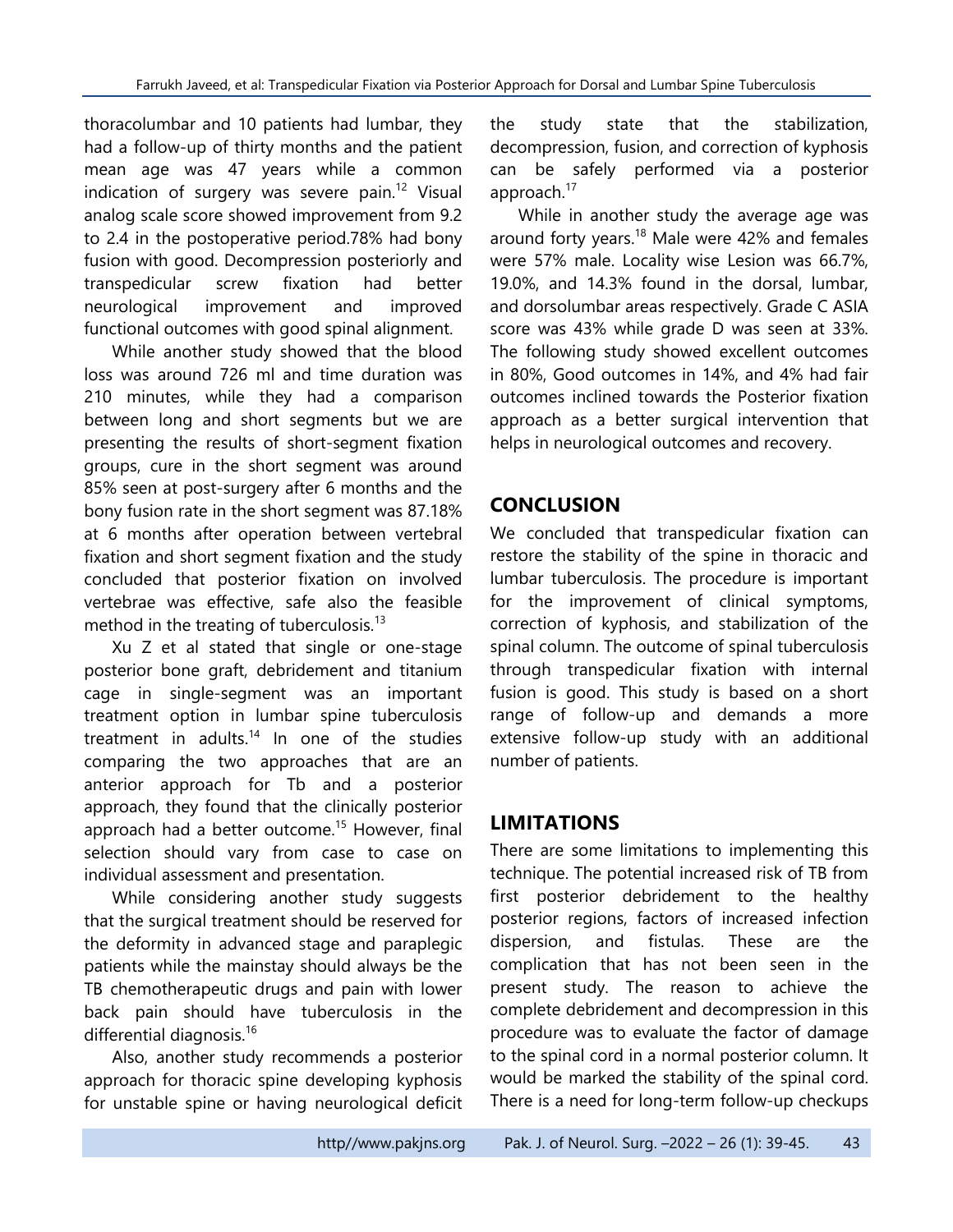thoracolumbar and 10 patients had lumbar, they had a follow-up of thirty months and the patient mean age was 47 years while a common indication of surgery was severe pain.[12] Visual analog scale score showed improvement from 9.2 to 2.4 in the postoperative period.78% had bony fusion with good. Decompression posteriorly and transpedicular screw fixation had better neurological improvement and improved functional outcomes with good spinal alignment.

While another study showed that the blood loss was around 726 ml and time duration was 210 minutes, while they had a comparison between long and short segments but we are presenting the results of short-segment fixation groups, cure in the short segment was around 85% seen at post-surgery after 6 months and the bony fusion rate in the short segment was 87.18% at 6 months after operation between vertebral fixation and short segment fixation and the study concluded that posterior fixation on involved vertebrae was effective, safe also the feasible method in the treating of tuberculosis.[13]

Xu Z et al stated that single or one-stage posterior bone graft, debridement and titanium cage in single-segment was an important treatment option in lumbar spine tuberculosis treatment in adults.[14] In one of the studies comparing the two approaches that are an anterior approach for Tb and a posterior approach, they found that the clinically posterior approach had a better outcome.[15] However, final selection should vary from case to case on individual assessment and presentation.

While considering another study suggests that the surgical treatment should be reserved for the deformity in advanced stage and paraplegic patients while the mainstay should always be the TB chemotherapeutic drugs and pain with lower back pain should have tuberculosis in the differential diagnosis.[16]

Also, another study recommends a posterior approach for thoracic spine developing kyphosis for unstable spine or having neurological deficit the study state that the stabilization, decompression, fusion, and correction of kyphosis can be safely performed via a posterior approach.[17]

While in another study the average age was around forty years.[18] Male were 42% and females were 57% male. Locality wise Lesion was 66.7%, 19.0%, and 14.3% found in the dorsal, lumbar, and dorsolumbar areas respectively. Grade C ASIA score was 43% while grade D was seen at 33%. The following study showed excellent outcomes in 80%, Good outcomes in 14%, and 4% had fair outcomes inclined towards the Posterior fixation approach as a better surgical intervention that helps in neurological outcomes and recovery.

## CONCLUSION

We concluded that transpedicular fixation can restore the stability of the spine in thoracic and lumbar tuberculosis. The procedure is important for the improvement of clinical symptoms, correction of kyphosis, and stabilization of the spinal column. The outcome of spinal tuberculosis through transpedicular fixation with internal fusion is good. This study is based on a short range of follow-up and demands a more extensive follow-up study with an additional number of patients.

## LIMITATIONS

There are some limitations to implementing this technique. The potential increased risk of TB from first posterior debridement to the healthy posterior regions, factors of increased infection dispersion, and fistulas. These are the complication that has not been seen in the present study. The reason to achieve the complete debridement and decompression in this procedure was to evaluate the factor of damage to the spinal cord in a normal posterior column. It would be marked the stability of the spinal cord. There is a need for long-term follow-up checkups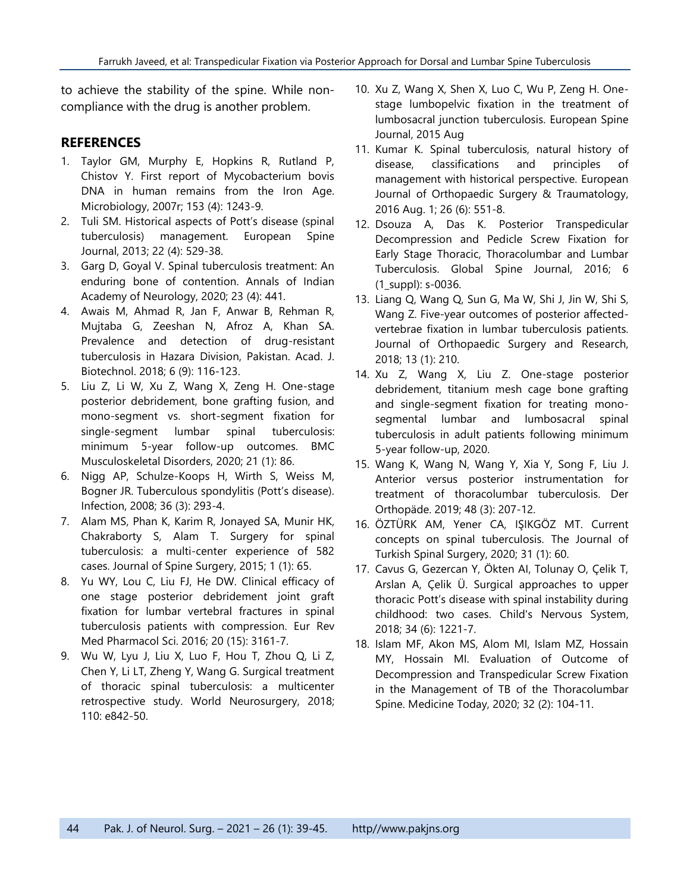to achieve the stability of the spine. While non-compliance with the drug is another problem.

## REFERENCES

1. Taylor GM, Murphy E, Hopkins R, Rutland P, Chistov Y. First report of Mycobacterium bovis DNA in human remains from the Iron Age. Microbiology, 2007r; 153 (4): 1243-9.
2. Tuli SM. Historical aspects of Pott's disease (spinal tuberculosis) management. European Spine Journal, 2013; 22 (4): 529-38.
3. Garg D, Goyal V. Spinal tuberculosis treatment: An enduring bone of contention. Annals of Indian Academy of Neurology, 2020; 23 (4): 441.
4. Awais M, Ahmad R, Jan F, Anwar B, Rehman R, Mujtaba G, Zeeshan N, Afroz A, Khan SA. Prevalence and detection of drug-resistant tuberculosis in Hazara Division, Pakistan. Acad. J. Biotechnol. 2018; 6 (9): 116-123.
5. Liu Z, Li W, Xu Z, Wang X, Zeng H. One-stage posterior debridement, bone grafting fusion, and mono-segment vs. short-segment fixation for single-segment lumbar spinal tuberculosis: minimum 5-year follow-up outcomes. BMC Musculoskeletal Disorders, 2020; 21 (1): 86.
6. Nigg AP, Schulze-Koops H, Wirth S, Weiss M, Bogner JR. Tuberculous spondylitis (Pott's disease). Infection, 2008; 36 (3): 293-4.
7. Alam MS, Phan K, Karim R, Jonayed SA, Munir HK, Chakraborty S, Alam T. Surgery for spinal tuberculosis: a multi-center experience of 582 cases. Journal of Spine Surgery, 2015; 1 (1): 65.
8. Yu WY, Lou C, Liu FJ, He DW. Clinical efficacy of one stage posterior debridement joint graft fixation for lumbar vertebral fractures in spinal tuberculosis patients with compression. Eur Rev Med Pharmacol Sci. 2016; 20 (15): 3161-7.
9. Wu W, Lyu J, Liu X, Luo F, Hou T, Zhou Q, Li Z, Chen Y, Li LT, Zheng Y, Wang G. Surgical treatment of thoracic spinal tuberculosis: a multicenter retrospective study. World Neurosurgery, 2018; 110: e842-50.
10. Xu Z, Wang X, Shen X, Luo C, Wu P, Zeng H. One-stage lumbopelvic fixation in the treatment of lumbosacral junction tuberculosis. European Spine Journal, 2015 Aug
11. Kumar K. Spinal tuberculosis, natural history of disease, classifications and principles of management with historical perspective. European Journal of Orthopaedic Surgery & Traumatology, 2016 Aug. 1; 26 (6): 551-8.
12. Dsouza A, Das K. Posterior Transpedicular Decompression and Pedicle Screw Fixation for Early Stage Thoracic, Thoracolumbar and Lumbar Tuberculosis. Global Spine Journal, 2016; 6 (1_suppl): s-0036.
13. Liang Q, Wang Q, Sun G, Ma W, Shi J, Jin W, Shi S, Wang Z. Five-year outcomes of posterior affected-vertebrae fixation in lumbar tuberculosis patients. Journal of Orthopaedic Surgery and Research, 2018; 13 (1): 210.
14. Xu Z, Wang X, Liu Z. One-stage posterior debridement, titanium mesh cage bone grafting and single-segment fixation for treating mono-segmental lumbar and lumbosacral spinal tuberculosis in adult patients following minimum 5-year follow-up, 2020.
15. Wang K, Wang N, Wang Y, Xia Y, Song F, Liu J. Anterior versus posterior instrumentation for treatment of thoracolumbar tuberculosis. Der Orthopäde. 2019; 48 (3): 207-12.
16. ÖZTÜRK AM, Yener CA, IŞIKGÖZ MT. Current concepts on spinal tuberculosis. The Journal of Turkish Spinal Surgery, 2020; 31 (1): 60.
17. Cavus G, Gezercan Y, Ökten AI, Tolunay O, Çelik T, Arslan A, Çelik Ü. Surgical approaches to upper thoracic Pott's disease with spinal instability during childhood: two cases. Child's Nervous System, 2018; 34 (6): 1221-7.
18. Islam MF, Akon MS, Alom MI, Islam MZ, Hossain MY, Hossain MI. Evaluation of Outcome of Decompression and Transpedicular Screw Fixation in the Management of TB of the Thoracolumbar Spine. Medicine Today, 2020; 32 (2): 104-11.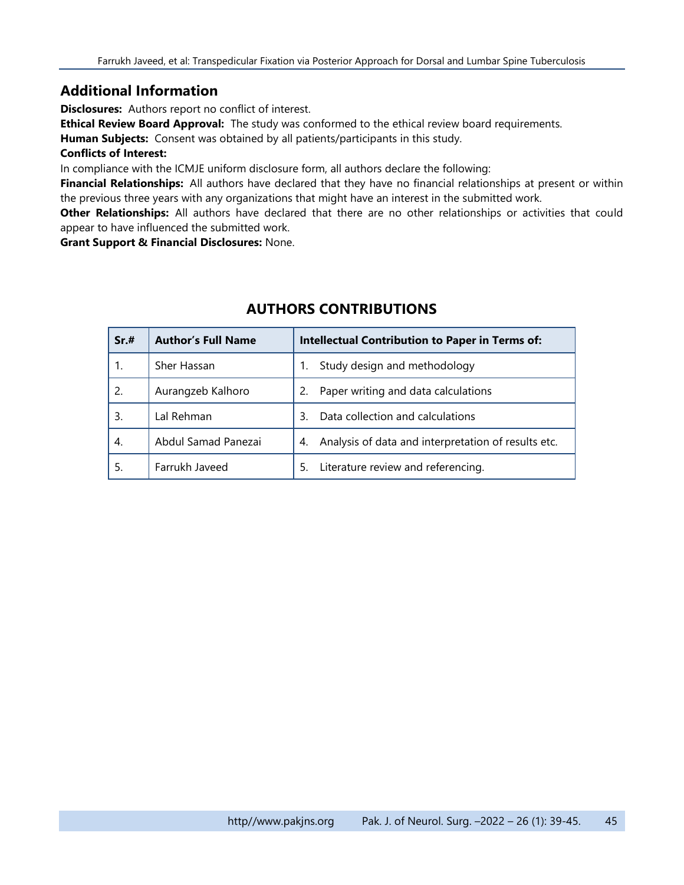## Additional Information

**Disclosures:** Authors report no conflict of interest.

**Ethical Review Board Approval:** The study was conformed to the ethical review board requirements.

**Human Subjects:** Consent was obtained by all patients/participants in this study.

**Conflicts of Interest:**

In compliance with the ICMJE uniform disclosure form, all authors declare the following:

**Financial Relationships:** All authors have declared that they have no financial relationships at present or within the previous three years with any organizations that might have an interest in the submitted work.

**Other Relationships:** All authors have declared that there are no other relationships or activities that could appear to have influenced the submitted work.

**Grant Support & Financial Disclosures:** None.

## AUTHORS CONTRIBUTIONS

| Sr.# | Author's Full Name | Intellectual Contribution to Paper in Terms of: |
|---|---|---|
| 1. | Sher Hassan | 1. Study design and methodology |
| 2. | Aurangzeb Kalhoro | 2. Paper writing and data calculations |
| 3. | Lal Rehman | 3. Data collection and calculations |
| 4. | Abdul Samad Panezai | 4. Analysis of data and interpretation of results etc. |
| 5. | Farrukh Javeed | 5. Literature review and referencing. |